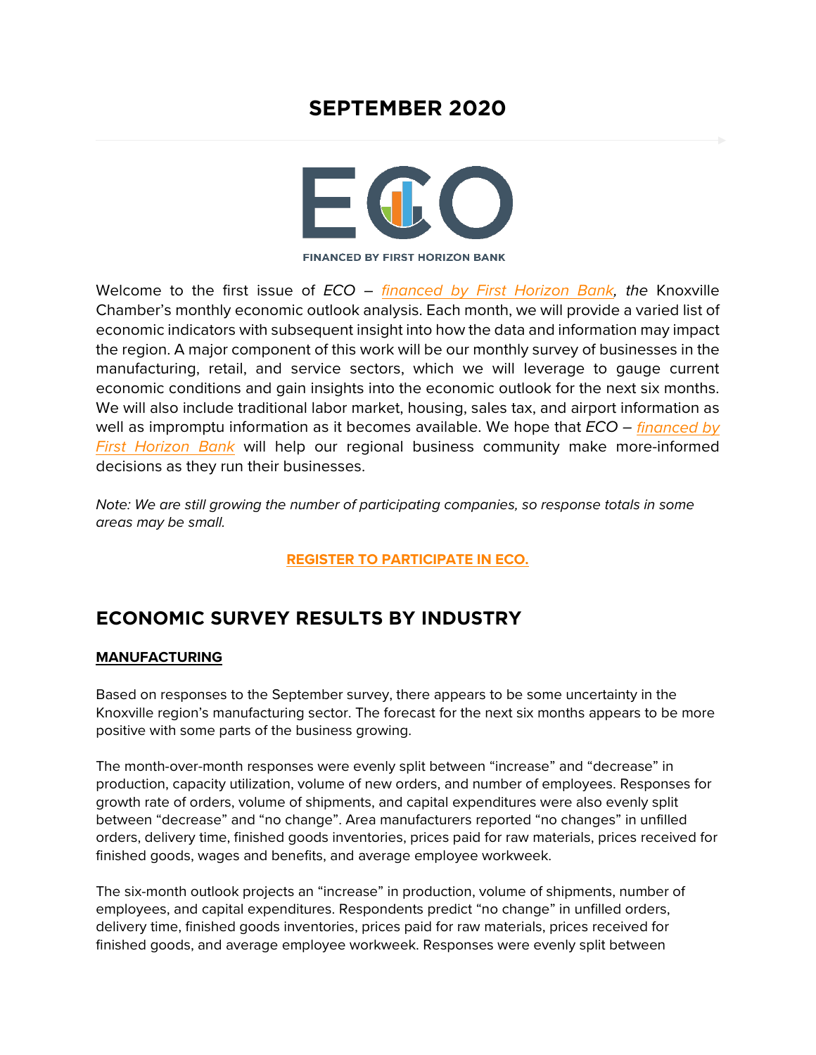# SEPTEMBER 2020

ECO

FINANCED BY FIRST HORIZON BANK

Welcome to the first issue of *ECO* – *financed by First Horizon Bank, the* Knoxville Chamber's monthly economic outlook analysis. Each month, we will provide a varied list of economic indicators with subsequent insight into how the data and information may impact the region. A major component of this work will be our monthly survey of businesses in the manufacturing, retail, and service sectors, which we will leverage to gauge current economic conditions and gain insights into the economic outlook for the next six months. We will also include traditional labor market, housing, sales tax, and airport information as well as impromptu information as it becomes available. We hope that *ECO* – *financed by First Horizon Bank* will help our regional business community make more-informed decisions as they run their businesses.

*Note: We are still growing the number of participating companies, so response totals in some areas may be small.*

**REGISTER TO PARTICIPATE IN ECO.**

## ECONOMIC SURVEY RESULTS BY INDUSTRY

### MANUFACTURING

Based on responses to the September survey, there appears to be some uncertainty in the Knoxville region's manufacturing sector. The forecast for the next six months appears to be more positive with some parts of the business growing.

The month-over-month responses were evenly split between "increase" and "decrease" in production, capacity utilization, volume of new orders, and number of employees. Responses for growth rate of orders, volume of shipments, and capital expenditures were also evenly split between "decrease" and "no change". Area manufacturers reported "no changes" in unfilled orders, delivery time, finished goods inventories, prices paid for raw materials, prices received for finished goods, wages and benefits, and average employee workweek.

The six-month outlook projects an "increase" in production, volume of shipments, number of employees, and capital expenditures. Respondents predict "no change" in unfilled orders, delivery time, finished goods inventories, prices paid for raw materials, prices received for finished goods, and average employee workweek. Responses were evenly split between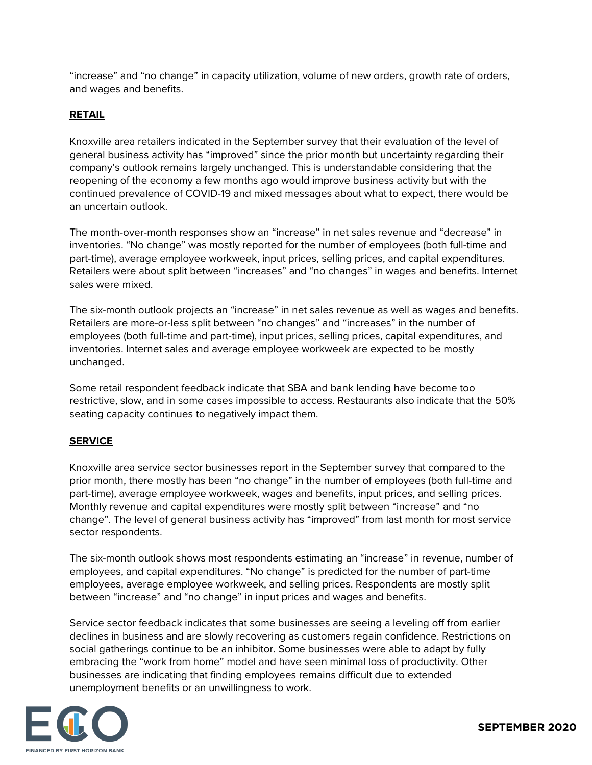"increase" and "no change" in capacity utilization, volume of new orders, growth rate of orders, and wages and benefits.

## RETAIL

Knoxville area retailers indicated in the September survey that their evaluation of the level of general business activity has "improved" since the prior month but uncertainty regarding their company's outlook remains largely unchanged. This is understandable considering that the reopening of the economy a few months ago would improve business activity but with the continued prevalence of COVID-19 and mixed messages about what to expect, there would be an uncertain outlook.

The month-over-month responses show an "increase" in net sales revenue and "decrease" in inventories. "No change" was mostly reported for the number of employees (both full-time and part-time), average employee workweek, input prices, selling prices, and capital expenditures. Retailers were about split between "increases" and "no changes" in wages and benefits. Internet sales were mixed.

The six-month outlook projects an "increase" in net sales revenue as well as wages and benefits. Retailers are more-or-less split between "no changes" and "increases" in the number of employees (both full-time and part-time), input prices, selling prices, capital expenditures, and inventories. Internet sales and average employee workweek are expected to be mostly unchanged.

Some retail respondent feedback indicate that SBA and bank lending have become too restrictive, slow, and in some cases impossible to access. Restaurants also indicate that the 50% seating capacity continues to negatively impact them.

## SERVICE

Knoxville area service sector businesses report in the September survey that compared to the prior month, there mostly has been "no change" in the number of employees (both full-time and part-time), average employee workweek, wages and benefits, input prices, and selling prices. Monthly revenue and capital expenditures were mostly split between "increase" and "no change". The level of general business activity has "improved" from last month for most service sector respondents.

The six-month outlook shows most respondents estimating an "increase" in revenue, number of employees, and capital expenditures. "No change" is predicted for the number of part-time employees, average employee workweek, and selling prices. Respondents are mostly split between "increase" and "no change" in input prices and wages and benefits.

Service sector feedback indicates that some businesses are seeing a leveling off from earlier declines in business and are slowly recovering as customers regain confidence. Restrictions on social gatherings continue to be an inhibitor. Some businesses were able to adapt by fully embracing the "work from home" model and have seen minimal loss of productivity. Other businesses are indicating that finding employees remains difficult due to extended unemployment benefits or an unwillingness to work.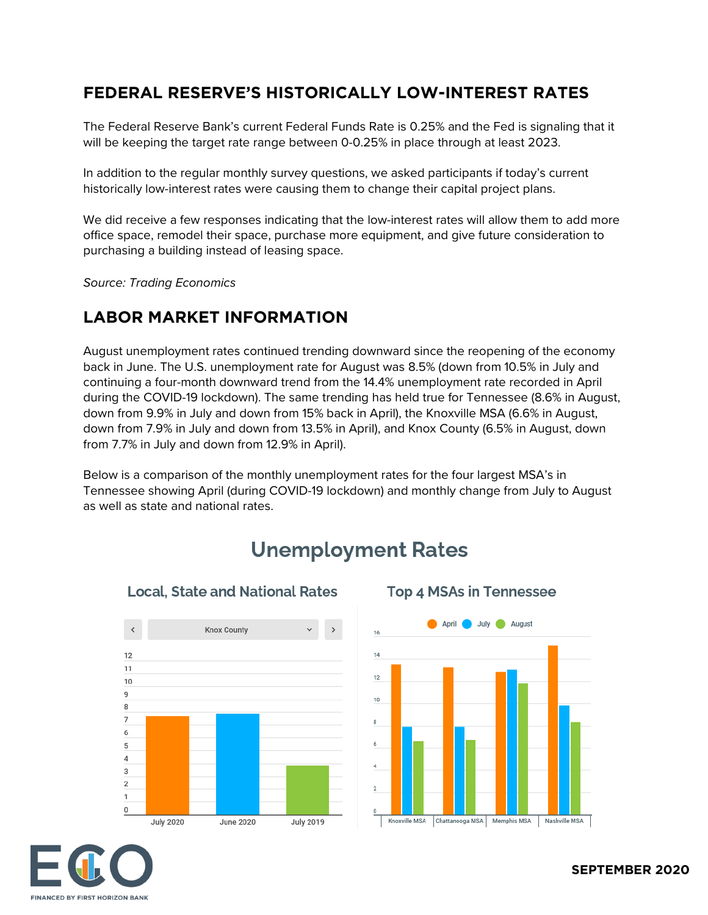## FEDERAL RESERVE'S HISTORICALLY LOW-INTEREST RATES

The Federal Reserve Bank's current Federal Funds Rate is 0.25% and the Fed is signaling that it will be keeping the target rate range between 0-0.25% in place through at least 2023.

In addition to the regular monthly survey questions, we asked participants if today's current historically low-interest rates were causing them to change their capital project plans.

We did receive a few responses indicating that the low-interest rates will allow them to add more office space, remodel their space, purchase more equipment, and give future consideration to purchasing a building instead of leasing space.

*Source: Trading Economics*

## LABOR MARKET INFORMATION

August unemployment rates continued trending downward since the reopening of the economy back in June. The U.S. unemployment rate for August was 8.5% (down from 10.5% in July and continuing a four-month downward trend from the 14.4% unemployment rate recorded in April during the COVID-19 lockdown). The same trending has held true for Tennessee (8.6% in August, down from 9.9% in July and down from 15% back in April), the Knoxville MSA (6.6% in August, down from 7.9% in July and down from 13.5% in April), and Knox County (6.5% in August, down from 7.7% in July and down from 12.9% in April).

Below is a comparison of the monthly unemployment rates for the four largest MSA's in Tennessee showing April (during COVID-19 lockdown) and monthly change from July to August as well as state and national rates.

### Unemployment Rates

#### Local, State and National Rates

Knox County

| | July 2020 | June 2020 | July 2019 |
|---|---|---|---|
| Knox County | ~7.7 | ~7.9 | ~3.9 |

#### Top 4 MSAs in Tennessee

| MSA | April | July | August |
|---|---|---|---|
| Knoxville MSA | ~13.5 | ~7.9 | ~6.6 |
| Chattanooga MSA | ~13.2 | ~7.9 | ~6.7 |
| Memphis MSA | ~12.8 | ~13.0 | ~11.8 |
| Nashville MSA | ~15.2 | ~9.8 | ~8.3 |

**SEPTEMBER 2020**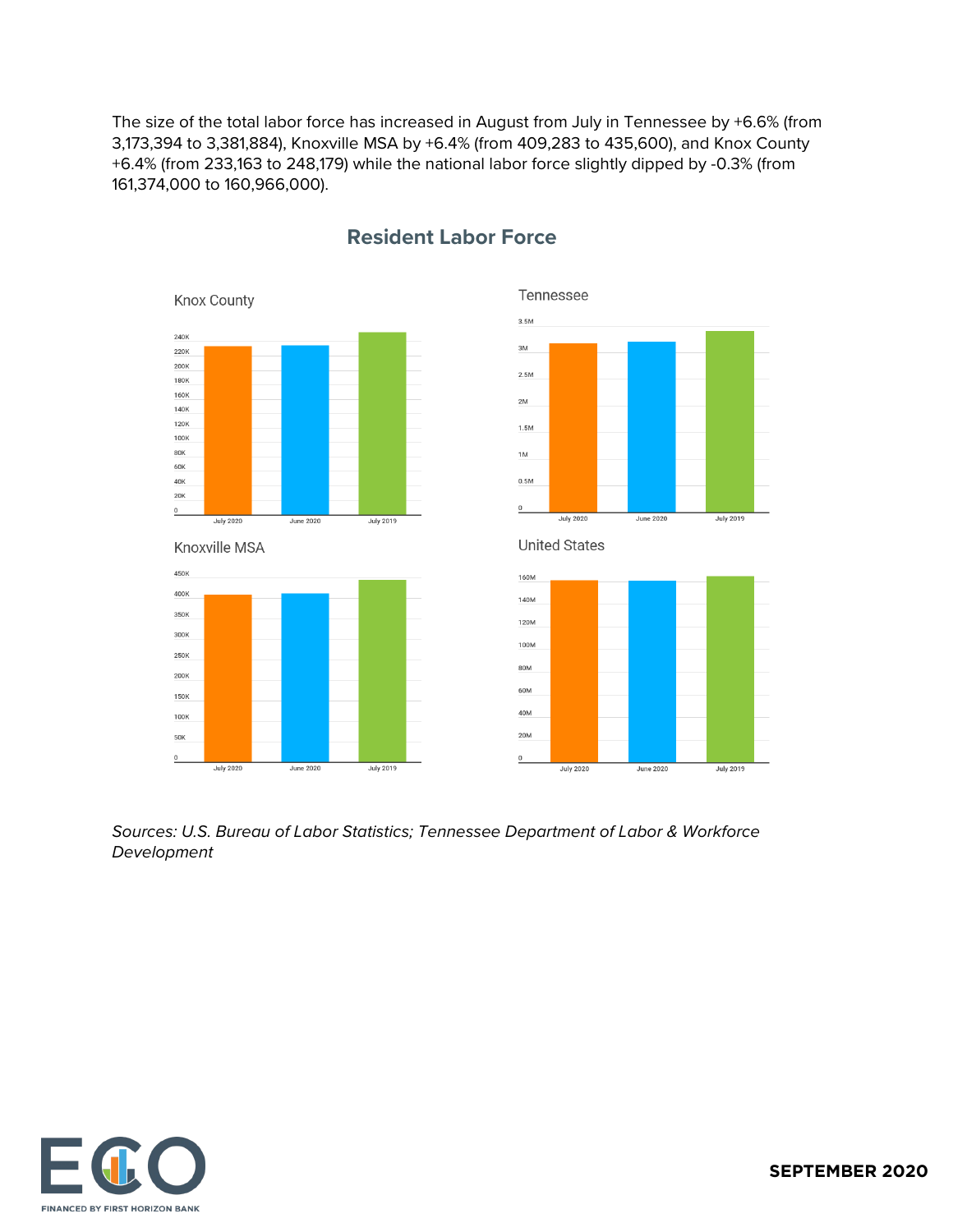The size of the total labor force has increased in August from July in Tennessee by +6.6% (from 3,173,394 to 3,381,884), Knoxville MSA by +6.4% (from 409,283 to 435,600), and Knox County +6.4% (from 233,163 to 248,179) while the national labor force slightly dipped by -0.3% (from 161,374,000 to 160,966,000).

## Resident Labor Force

Knox County

Tennessee

Knoxville MSA

United States

*Sources: U.S. Bureau of Labor Statistics; Tennessee Department of Labor & Workforce Development*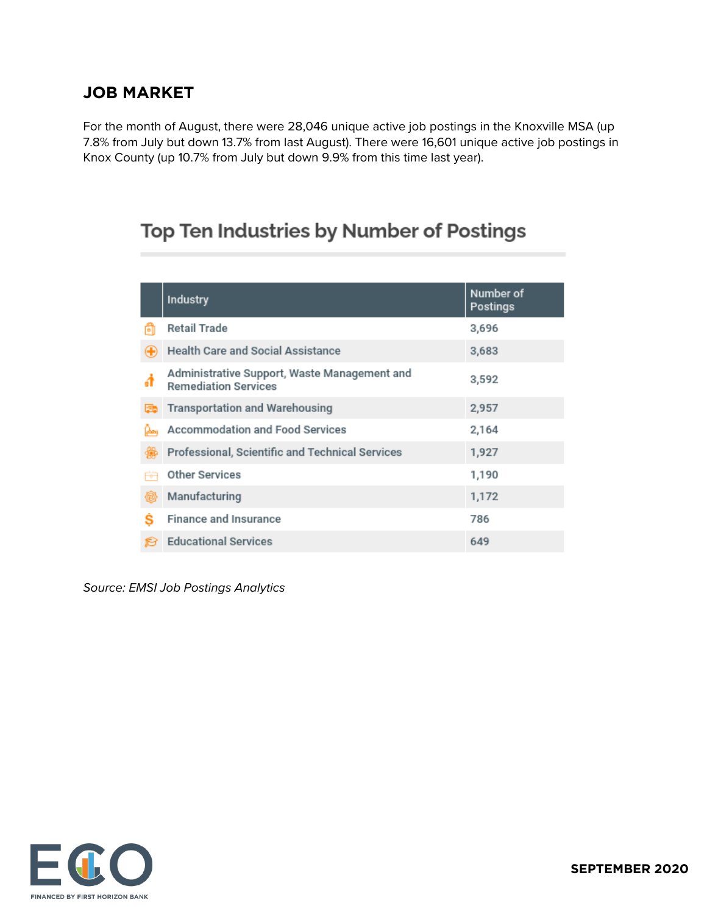## JOB MARKET

For the month of August, there were 28,046 unique active job postings in the Knoxville MSA (up 7.8% from July but down 13.7% from last August). There were 16,601 unique active job postings in Knox County (up 10.7% from July but down 9.9% from this time last year).

### Top Ten Industries by Number of Postings

| Industry | Number of Postings |
|---|---|
| Retail Trade | 3,696 |
| Health Care and Social Assistance | 3,683 |
| Administrative Support, Waste Management and Remediation Services | 3,592 |
| Transportation and Warehousing | 2,957 |
| Accommodation and Food Services | 2,164 |
| Professional, Scientific and Technical Services | 1,927 |
| Other Services | 1,190 |
| Manufacturing | 1,172 |
| Finance and Insurance | 786 |
| Educational Services | 649 |

*Source: EMSI Job Postings Analytics*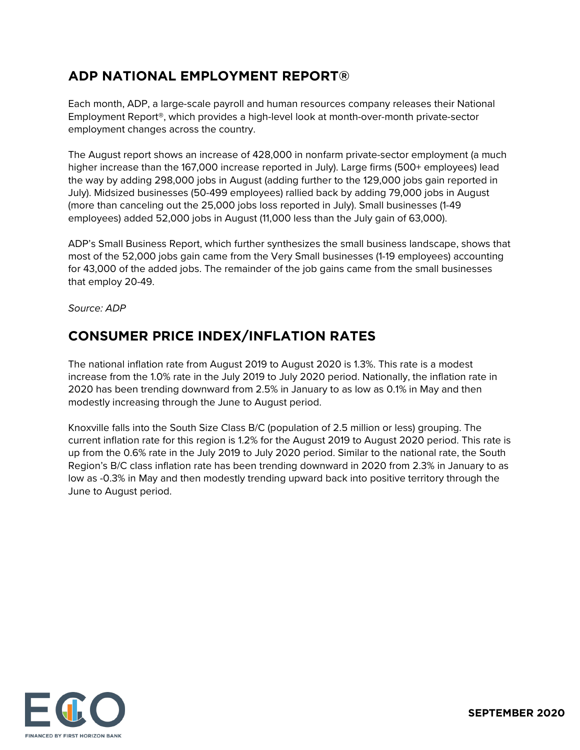## ADP NATIONAL EMPLOYMENT REPORT®

Each month, ADP, a large-scale payroll and human resources company releases their National Employment Report®, which provides a high-level look at month-over-month private-sector employment changes across the country.

The August report shows an increase of 428,000 in nonfarm private-sector employment (a much higher increase than the 167,000 increase reported in July). Large firms (500+ employees) lead the way by adding 298,000 jobs in August (adding further to the 129,000 jobs gain reported in July). Midsized businesses (50-499 employees) rallied back by adding 79,000 jobs in August (more than canceling out the 25,000 jobs loss reported in July). Small businesses (1-49 employees) added 52,000 jobs in August (11,000 less than the July gain of 63,000).

ADP's Small Business Report, which further synthesizes the small business landscape, shows that most of the 52,000 jobs gain came from the Very Small businesses (1-19 employees) accounting for 43,000 of the added jobs. The remainder of the job gains came from the small businesses that employ 20-49.

*Source: ADP*

## CONSUMER PRICE INDEX/INFLATION RATES

The national inflation rate from August 2019 to August 2020 is 1.3%. This rate is a modest increase from the 1.0% rate in the July 2019 to July 2020 period. Nationally, the inflation rate in 2020 has been trending downward from 2.5% in January to as low as 0.1% in May and then modestly increasing through the June to August period.

Knoxville falls into the South Size Class B/C (population of 2.5 million or less) grouping. The current inflation rate for this region is 1.2% for the August 2019 to August 2020 period. This rate is up from the 0.6% rate in the July 2019 to July 2020 period. Similar to the national rate, the South Region's B/C class inflation rate has been trending downward in 2020 from 2.3% in January to as low as -0.3% in May and then modestly trending upward back into positive territory through the June to August period.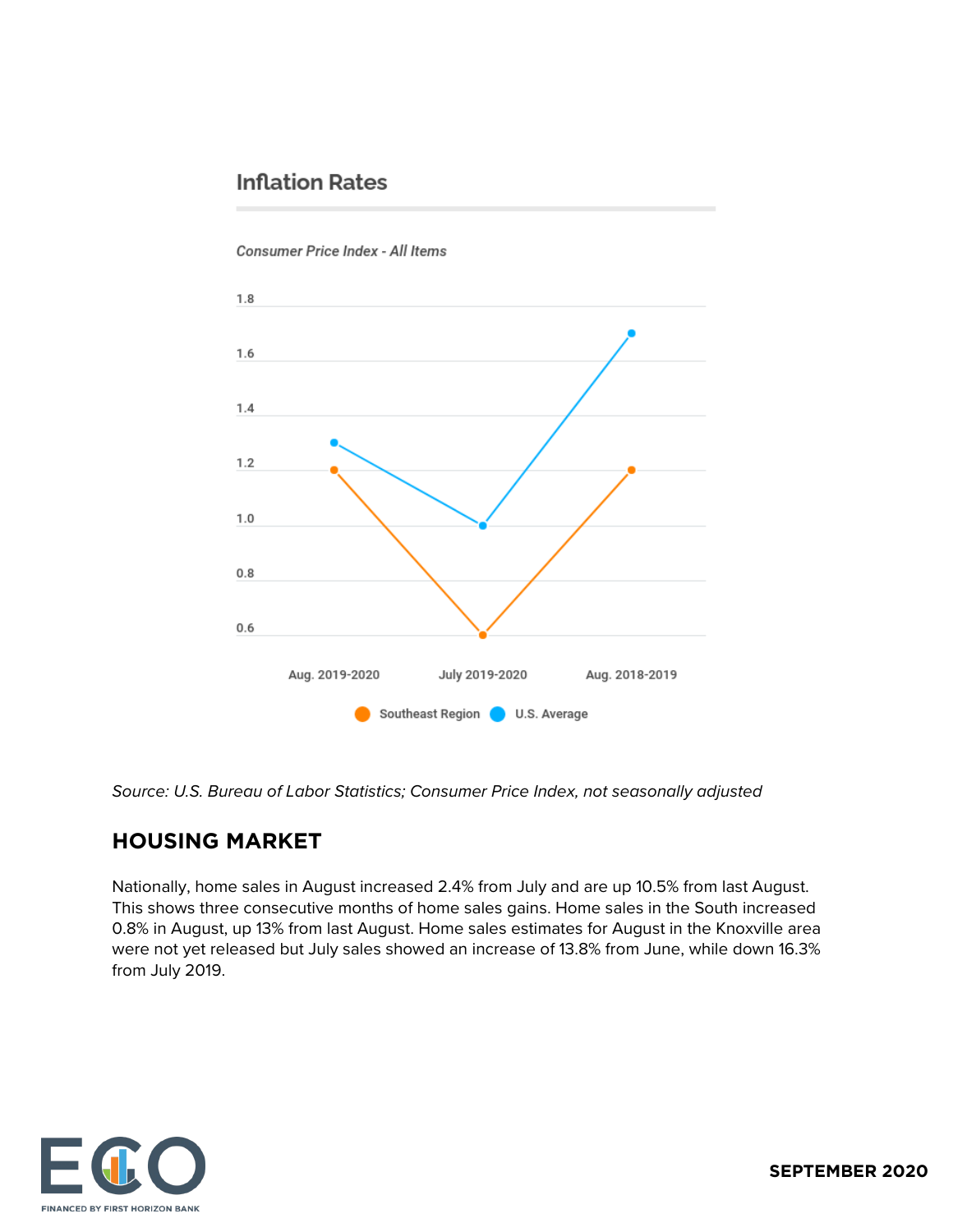## Inflation Rates

*Consumer Price Index - All Items*

| | Aug. 2019-2020 | July 2019-2020 | Aug. 2018-2019 |
|---|---|---|---|
| Southeast Region | 1.2 | 0.6 | 1.2 |
| U.S. Average | 1.3 | 1.0 | 1.7 |

*Source: U.S. Bureau of Labor Statistics; Consumer Price Index, not seasonally adjusted*

## HOUSING MARKET

Nationally, home sales in August increased 2.4% from July and are up 10.5% from last August. This shows three consecutive months of home sales gains. Home sales in the South increased 0.8% in August, up 13% from last August. Home sales estimates for August in the Knoxville area were not yet released but July sales showed an increase of 13.8% from June, while down 16.3% from July 2019.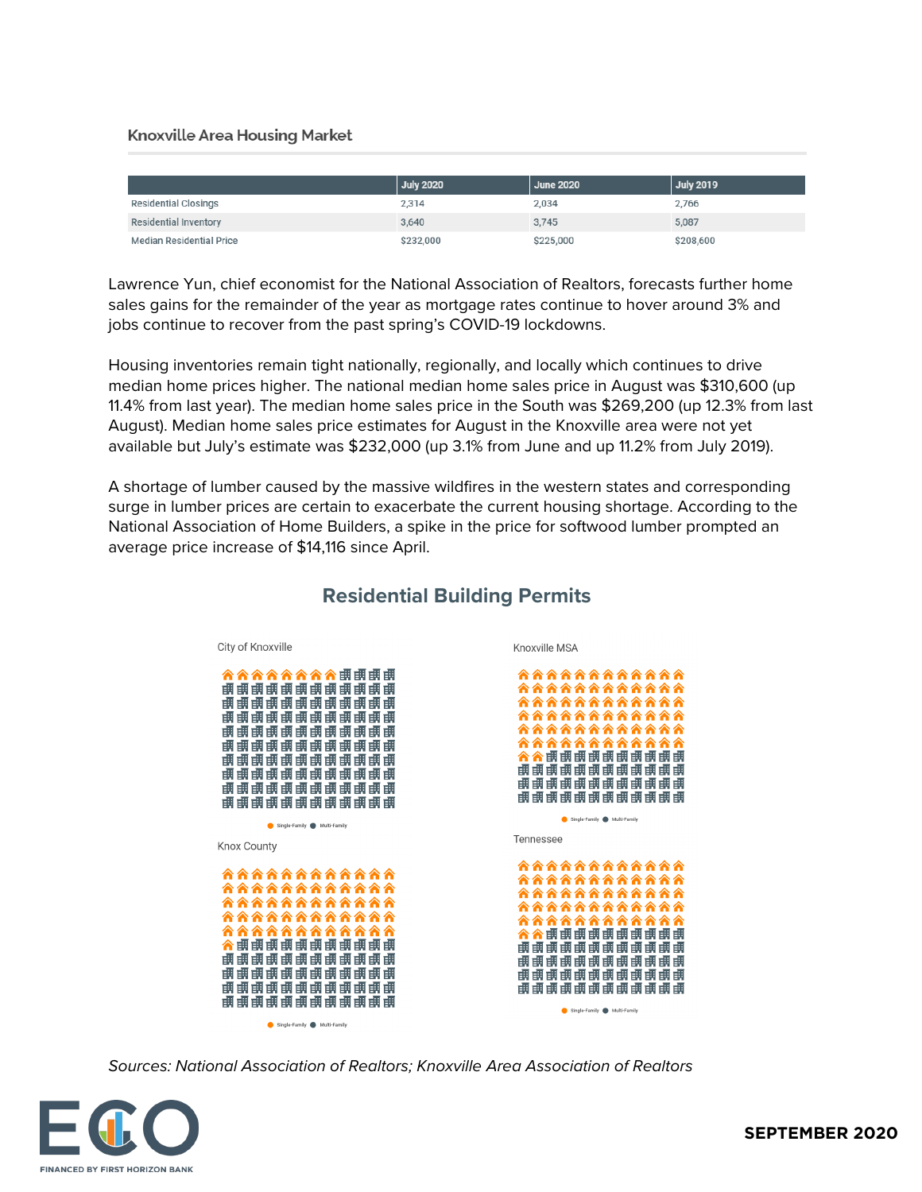## Knoxville Area Housing Market

| | July 2020 | June 2020 | July 2019 |
|---|---|---|---|
| Residential Closings | 2,314 | 2,034 | 2,766 |
| Residential Inventory | 3,640 | 3,745 | 5,087 |
| Median Residential Price | $232,000 | $225,000 | $208,600 |

Lawrence Yun, chief economist for the National Association of Realtors, forecasts further home sales gains for the remainder of the year as mortgage rates continue to hover around 3% and jobs continue to recover from the past spring's COVID-19 lockdowns.

Housing inventories remain tight nationally, regionally, and locally which continues to drive median home prices higher. The national median home sales price in August was $310,600 (up 11.4% from last year). The median home sales price in the South was $269,200 (up 12.3% from last August). Median home sales price estimates for August in the Knoxville area were not yet available but July's estimate was $232,000 (up 3.1% from June and up 11.2% from July 2019).

A shortage of lumber caused by the massive wildfires in the western states and corresponding surge in lumber prices are certain to exacerbate the current housing shortage. According to the National Association of Home Builders, a spike in the price for softwood lumber prompted an average price increase of $14,116 since April.

## Residential Building Permits

City of Knoxville

Single-Family ● Multi-Family

Knoxville MSA

Single-Family ● Multi-Family

Knox County

Single-Family ● Multi-Family

Tennessee

Single-Family ● Multi-Family

*Sources: National Association of Realtors; Knoxville Area Association of Realtors*

ECO

FINANCED BY FIRST HORIZON BANK

**SEPTEMBER 2020**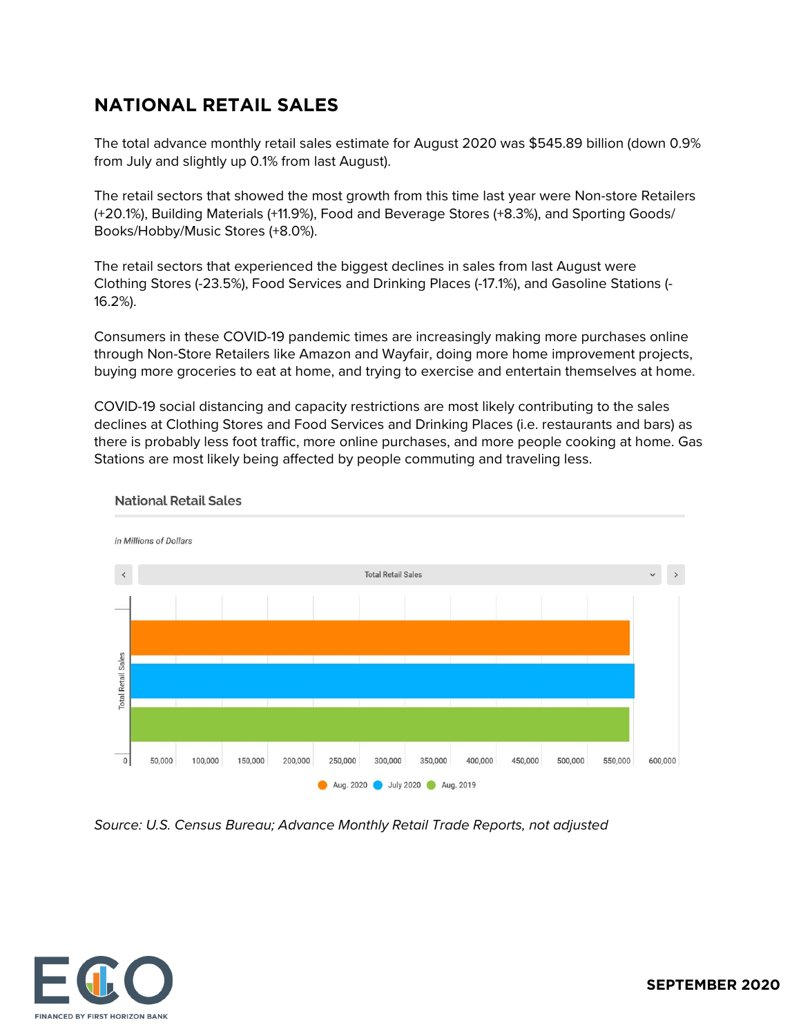## NATIONAL RETAIL SALES

The total advance monthly retail sales estimate for August 2020 was $545.89 billion (down 0.9% from July and slightly up 0.1% from last August).

The retail sectors that showed the most growth from this time last year were Non-store Retailers (+20.1%), Building Materials (+11.9%), Food and Beverage Stores (+8.3%), and Sporting Goods/ Books/Hobby/Music Stores (+8.0%).

The retail sectors that experienced the biggest declines in sales from last August were Clothing Stores (-23.5%), Food Services and Drinking Places (-17.1%), and Gasoline Stations (-16.2%).

Consumers in these COVID-19 pandemic times are increasingly making more purchases online through Non-Store Retailers like Amazon and Wayfair, doing more home improvement projects, buying more groceries to eat at home, and trying to exercise and entertain themselves at home.

COVID-19 social distancing and capacity restrictions are most likely contributing to the sales declines at Clothing Stores and Food Services and Drinking Places (i.e. restaurants and bars) as there is probably less foot traffic, more online purchases, and more people cooking at home. Gas Stations are most likely being affected by people commuting and traveling less.

National Retail Sales

*in Millions of Dollars*

Total Retail Sales

Total Retail Sales

0 | 50,000 | 100,000 | 150,000 | 200,000 | 250,000 | 300,000 | 350,000 | 400,000 | 450,000 | 500,000 | 550,000 | 600,000

Aug. 2020 | July 2020 | Aug. 2019

*Source: U.S. Census Bureau; Advance Monthly Retail Trade Reports, not adjusted*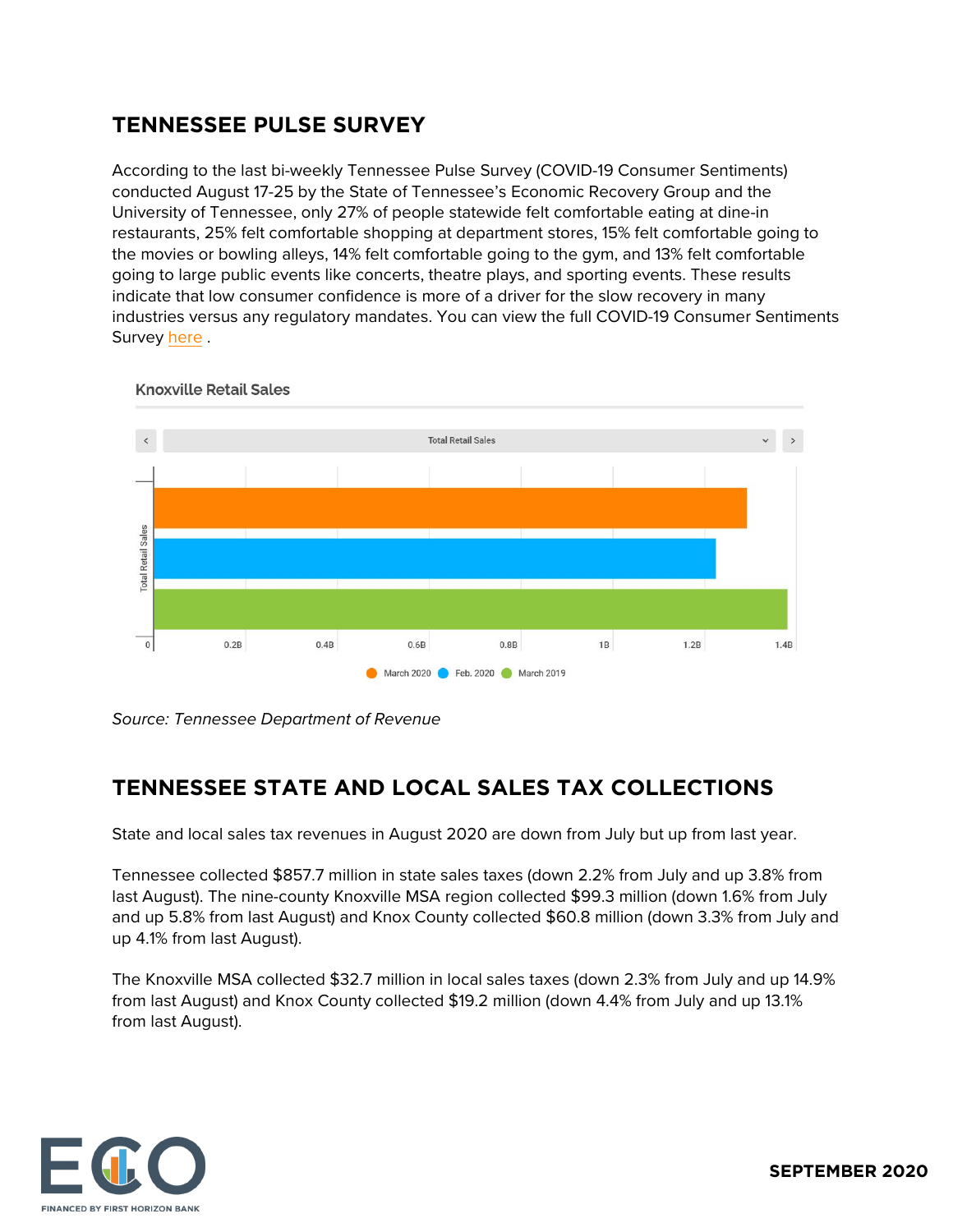## TENNESSEE PULSE SURVEY

According to the last bi-weekly Tennessee Pulse Survey (COVID-19 Consumer Sentiments) conducted August 17-25 by the State of Tennessee's Economic Recovery Group and the University of Tennessee, only 27% of people statewide felt comfortable eating at dine-in restaurants, 25% felt comfortable shopping at department stores, 15% felt comfortable going to the movies or bowling alleys, 14% felt comfortable going to the gym, and 13% felt comfortable going to large public events like concerts, theatre plays, and sporting events. These results indicate that low consumer confidence is more of a driver for the slow recovery in many industries versus any regulatory mandates. You can view the full COVID-19 Consumer Sentiments Survey here .

Knoxville Retail Sales

Total Retail Sales

Total Retail Sales

0 0.2B 0.4B 0.6B 0.8B 1B 1.2B 1.4B

March 2020 Feb. 2020 March 2019

*Source: Tennessee Department of Revenue*

## TENNESSEE STATE AND LOCAL SALES TAX COLLECTIONS

State and local sales tax revenues in August 2020 are down from July but up from last year.

Tennessee collected $857.7 million in state sales taxes (down 2.2% from July and up 3.8% from last August). The nine-county Knoxville MSA region collected $99.3 million (down 1.6% from July and up 5.8% from last August) and Knox County collected $60.8 million (down 3.3% from July and up 4.1% from last August).

The Knoxville MSA collected $32.7 million in local sales taxes (down 2.3% from July and up 14.9% from last August) and Knox County collected $19.2 million (down 4.4% from July and up 13.1% from last August).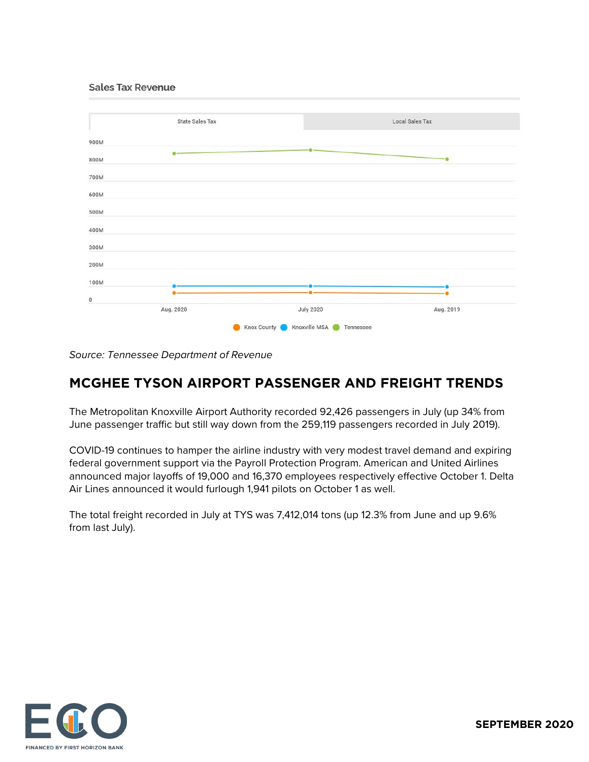### Sales Tax Revenue

State Sales Tax | Local Sales Tax

Knox County | Knoxville MSA | Tennessee

*Source: Tennessee Department of Revenue*

## MCGHEE TYSON AIRPORT PASSENGER AND FREIGHT TRENDS

The Metropolitan Knoxville Airport Authority recorded 92,426 passengers in July (up 34% from June passenger traffic but still way down from the 259,119 passengers recorded in July 2019).

COVID-19 continues to hamper the airline industry with very modest travel demand and expiring federal government support via the Payroll Protection Program. American and United Airlines announced major layoffs of 19,000 and 16,370 employees respectively effective October 1. Delta Air Lines announced it would furlough 1,941 pilots on October 1 as well.

The total freight recorded in July at TYS was 7,412,014 tons (up 12.3% from June and up 9.6% from last July).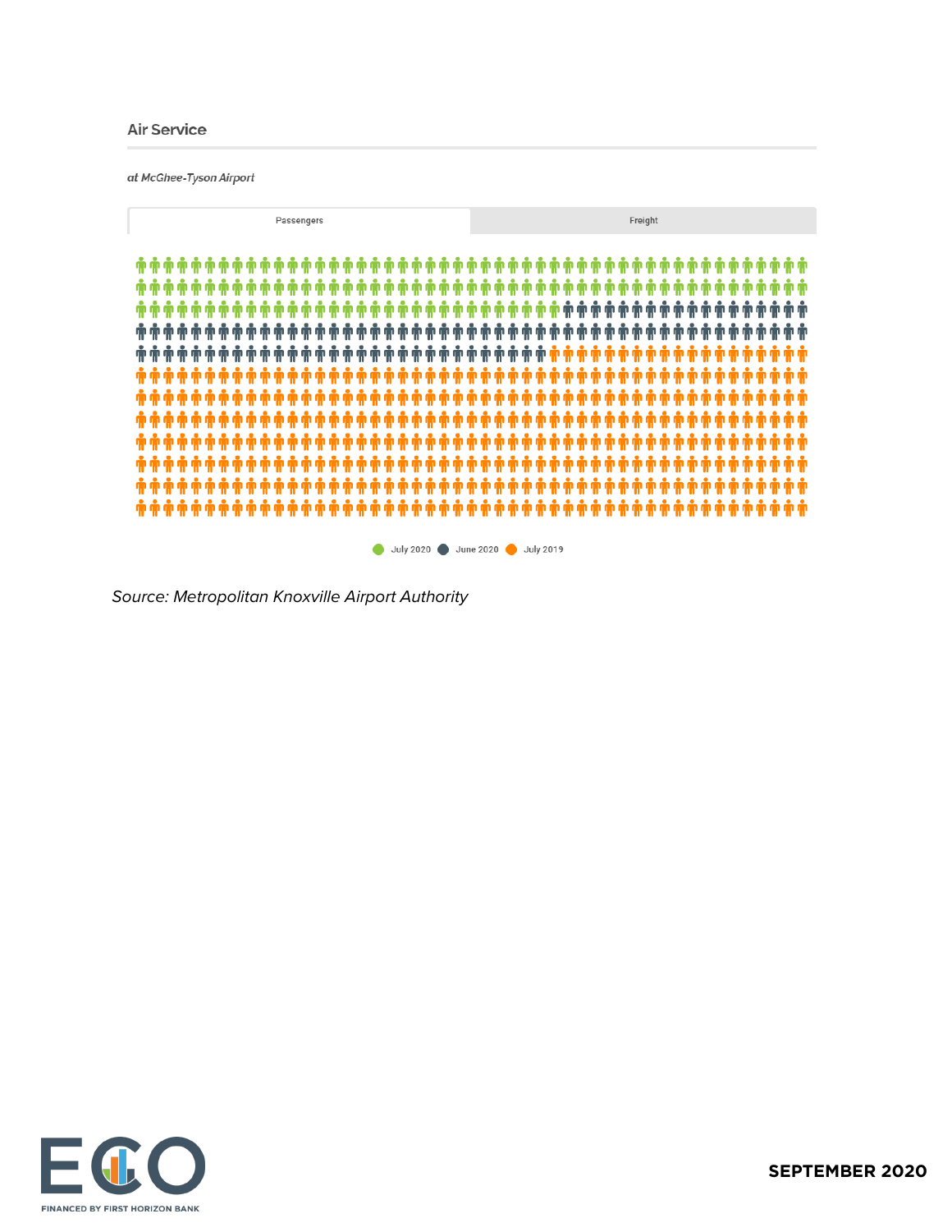## Air Service

*at McGhee-Tyson Airport*

Passengers

Freight

July 2020

June 2020

July 2019

*Source: Metropolitan Knoxville Airport Authority*